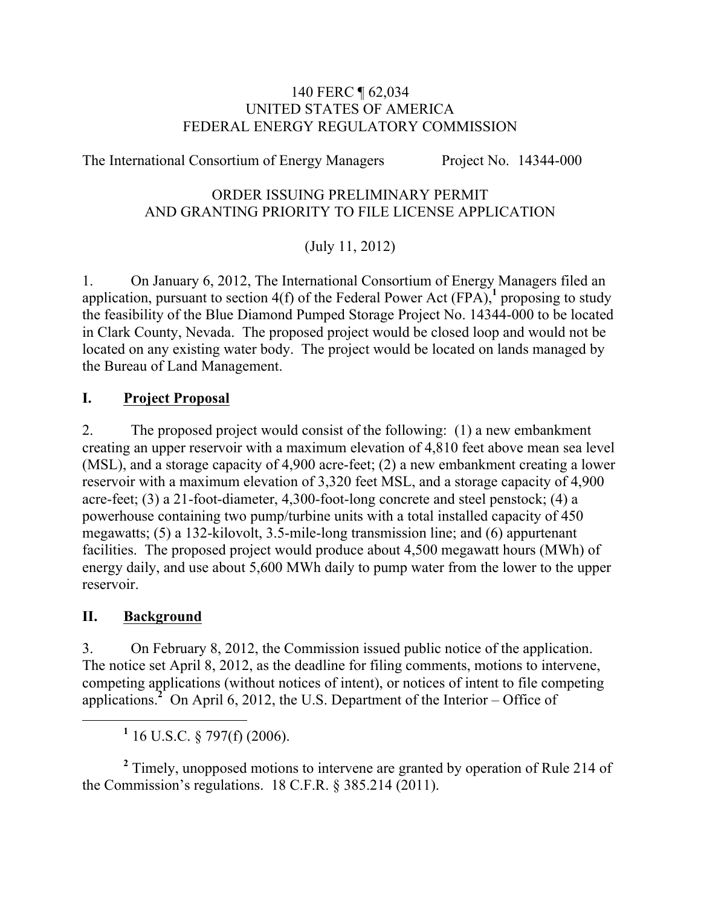140 FERC ¶ 62,034
UNITED STATES OF AMERICA
FEDERAL ENERGY REGULATORY COMMISSION

The International Consortium of Energy Managers Project No. 14344-000

ORDER ISSUING PRELIMINARY PERMIT
AND GRANTING PRIORITY TO FILE LICENSE APPLICATION

(July 11, 2012)

1. On January 6, 2012, The International Consortium of Energy Managers filed an application, pursuant to section 4(f) of the Federal Power Act (FPA),[1] proposing to study the feasibility of the Blue Diamond Pumped Storage Project No. 14344-000 to be located in Clark County, Nevada. The proposed project would be closed loop and would not be located on any existing water body. The project would be located on lands managed by the Bureau of Land Management.

## I. Project Proposal

2. The proposed project would consist of the following: (1) a new embankment creating an upper reservoir with a maximum elevation of 4,810 feet above mean sea level (MSL), and a storage capacity of 4,900 acre-feet; (2) a new embankment creating a lower reservoir with a maximum elevation of 3,320 feet MSL, and a storage capacity of 4,900 acre-feet; (3) a 21-foot-diameter, 4,300-foot-long concrete and steel penstock; (4) a powerhouse containing two pump/turbine units with a total installed capacity of 450 megawatts; (5) a 132-kilovolt, 3.5-mile-long transmission line; and (6) appurtenant facilities. The proposed project would produce about 4,500 megawatt hours (MWh) of energy daily, and use about 5,600 MWh daily to pump water from the lower to the upper reservoir.

## II. Background

3. On February 8, 2012, the Commission issued public notice of the application. The notice set April 8, 2012, as the deadline for filing comments, motions to intervene, competing applications (without notices of intent), or notices of intent to file competing applications.[2] On April 6, 2012, the U.S. Department of the Interior – Office of

[1] 16 U.S.C. § 797(f) (2006).

[2] Timely, unopposed motions to intervene are granted by operation of Rule 214 of the Commission's regulations. 18 C.F.R. § 385.214 (2011).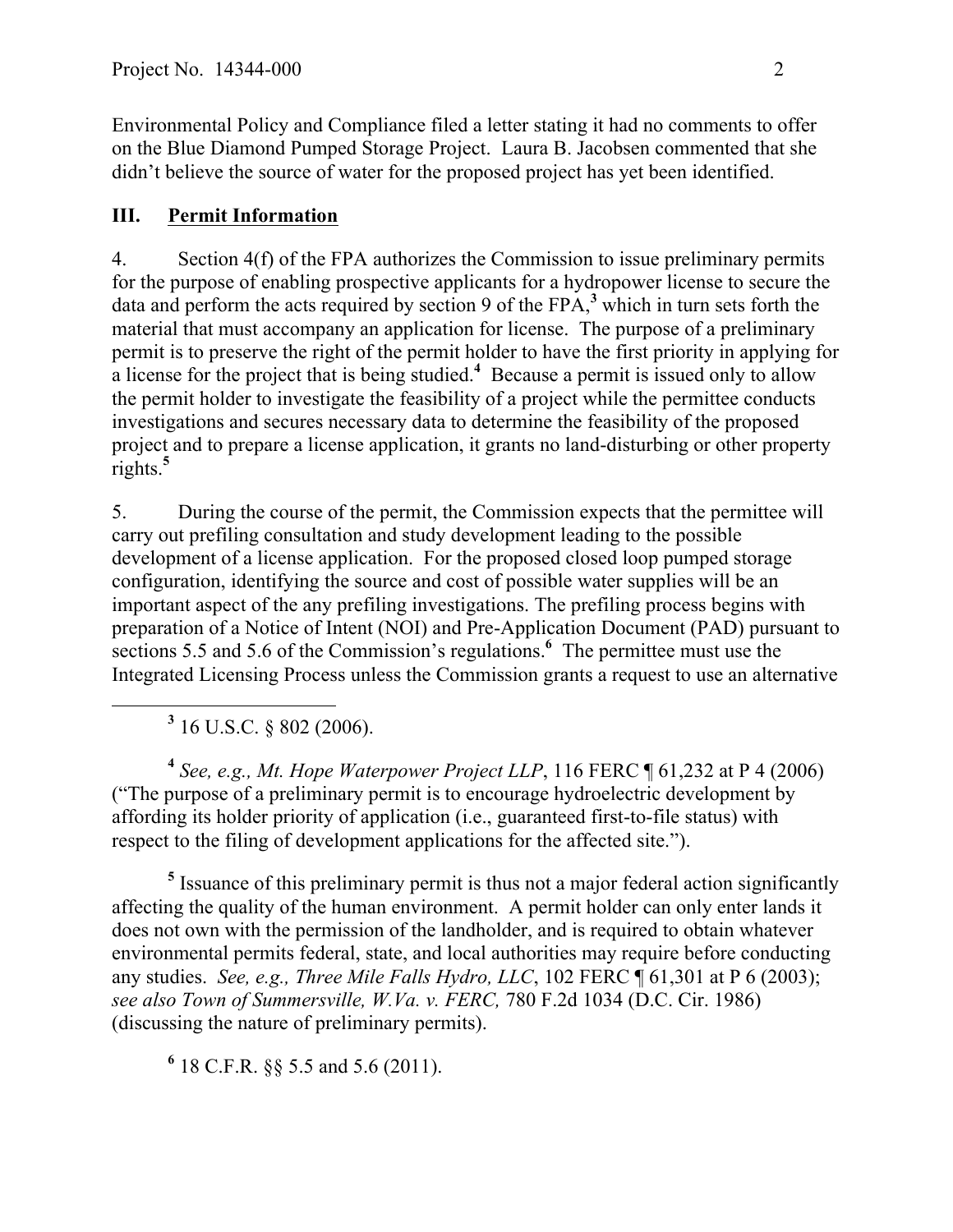Environmental Policy and Compliance filed a letter stating it had no comments to offer on the Blue Diamond Pumped Storage Project. Laura B. Jacobsen commented that she didn't believe the source of water for the proposed project has yet been identified.

## III. Permit Information

4. Section 4(f) of the FPA authorizes the Commission to issue preliminary permits for the purpose of enabling prospective applicants for a hydropower license to secure the data and perform the acts required by section 9 of the FPA,[3] which in turn sets forth the material that must accompany an application for license. The purpose of a preliminary permit is to preserve the right of the permit holder to have the first priority in applying for a license for the project that is being studied.[4] Because a permit is issued only to allow the permit holder to investigate the feasibility of a project while the permittee conducts investigations and secures necessary data to determine the feasibility of the proposed project and to prepare a license application, it grants no land-disturbing or other property rights.[5]

5. During the course of the permit, the Commission expects that the permittee will carry out prefiling consultation and study development leading to the possible development of a license application. For the proposed closed loop pumped storage configuration, identifying the source and cost of possible water supplies will be an important aspect of the any prefiling investigations. The prefiling process begins with preparation of a Notice of Intent (NOI) and Pre-Application Document (PAD) pursuant to sections 5.5 and 5.6 of the Commission's regulations.[6] The permittee must use the Integrated Licensing Process unless the Commission grants a request to use an alternative

---

[3] 16 U.S.C. § 802 (2006).

[4] *See, e.g., Mt. Hope Waterpower Project LLP*, 116 FERC ¶ 61,232 at P 4 (2006) ("The purpose of a preliminary permit is to encourage hydroelectric development by affording its holder priority of application (i.e., guaranteed first-to-file status) with respect to the filing of development applications for the affected site.").

[5] Issuance of this preliminary permit is thus not a major federal action significantly affecting the quality of the human environment. A permit holder can only enter lands it does not own with the permission of the landholder, and is required to obtain whatever environmental permits federal, state, and local authorities may require before conducting any studies. *See, e.g., Three Mile Falls Hydro, LLC*, 102 FERC ¶ 61,301 at P 6 (2003); *see also Town of Summersville, W.Va. v. FERC,* 780 F.2d 1034 (D.C. Cir. 1986) (discussing the nature of preliminary permits).

[6] 18 C.F.R. §§ 5.5 and 5.6 (2011).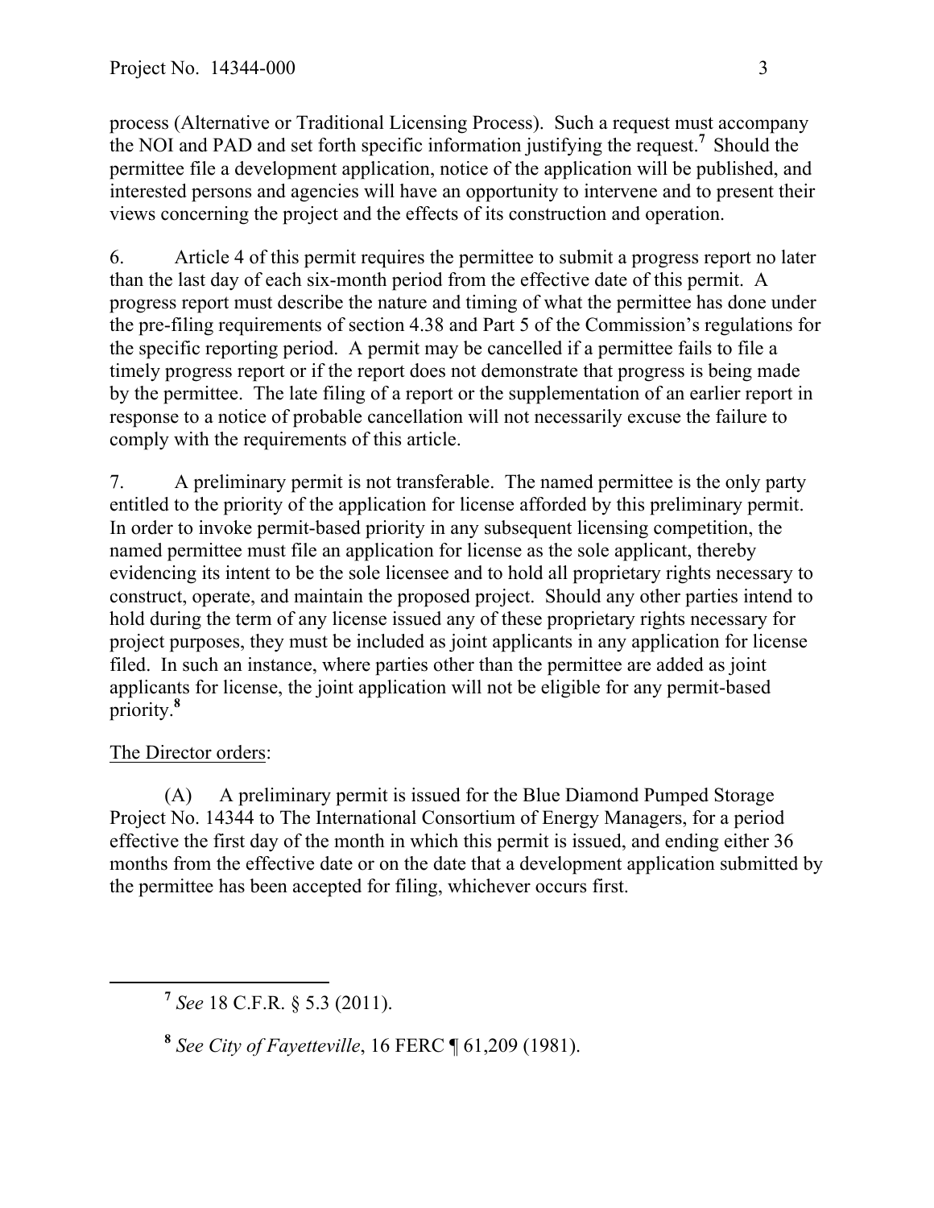process (Alternative or Traditional Licensing Process). Such a request must accompany the NOI and PAD and set forth specific information justifying the request.[7] Should the permittee file a development application, notice of the application will be published, and interested persons and agencies will have an opportunity to intervene and to present their views concerning the project and the effects of its construction and operation.

6. Article 4 of this permit requires the permittee to submit a progress report no later than the last day of each six-month period from the effective date of this permit. A progress report must describe the nature and timing of what the permittee has done under the pre-filing requirements of section 4.38 and Part 5 of the Commission's regulations for the specific reporting period. A permit may be cancelled if a permittee fails to file a timely progress report or if the report does not demonstrate that progress is being made by the permittee. The late filing of a report or the supplementation of an earlier report in response to a notice of probable cancellation will not necessarily excuse the failure to comply with the requirements of this article.

7. A preliminary permit is not transferable. The named permittee is the only party entitled to the priority of the application for license afforded by this preliminary permit. In order to invoke permit-based priority in any subsequent licensing competition, the named permittee must file an application for license as the sole applicant, thereby evidencing its intent to be the sole licensee and to hold all proprietary rights necessary to construct, operate, and maintain the proposed project. Should any other parties intend to hold during the term of any license issued any of these proprietary rights necessary for project purposes, they must be included as joint applicants in any application for license filed. In such an instance, where parties other than the permittee are added as joint applicants for license, the joint application will not be eligible for any permit-based priority.[8]

The Director orders:

(A) A preliminary permit is issued for the Blue Diamond Pumped Storage Project No. 14344 to The International Consortium of Energy Managers, for a period effective the first day of the month in which this permit is issued, and ending either 36 months from the effective date or on the date that a development application submitted by the permittee has been accepted for filing, whichever occurs first.

---

[7] *See* 18 C.F.R. § 5.3 (2011).

[8] *See City of Fayetteville*, 16 FERC ¶ 61,209 (1981).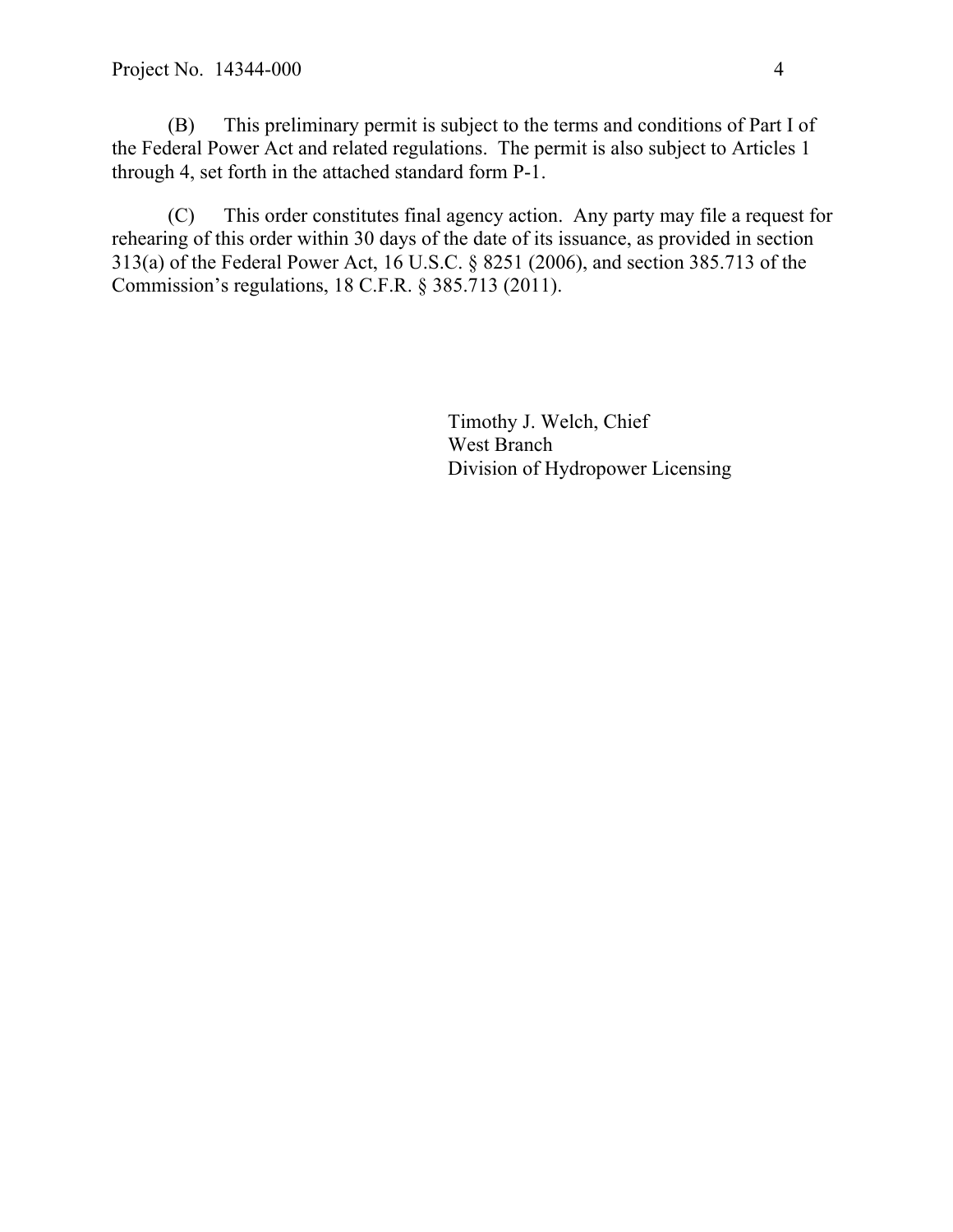(B) This preliminary permit is subject to the terms and conditions of Part I of the Federal Power Act and related regulations. The permit is also subject to Articles 1 through 4, set forth in the attached standard form P-1.

(C) This order constitutes final agency action. Any party may file a request for rehearing of this order within 30 days of the date of its issuance, as provided in section 313(a) of the Federal Power Act, 16 U.S.C. § 8251 (2006), and section 385.713 of the Commission's regulations, 18 C.F.R. § 385.713 (2011).

Timothy J. Welch, Chief
West Branch
Division of Hydropower Licensing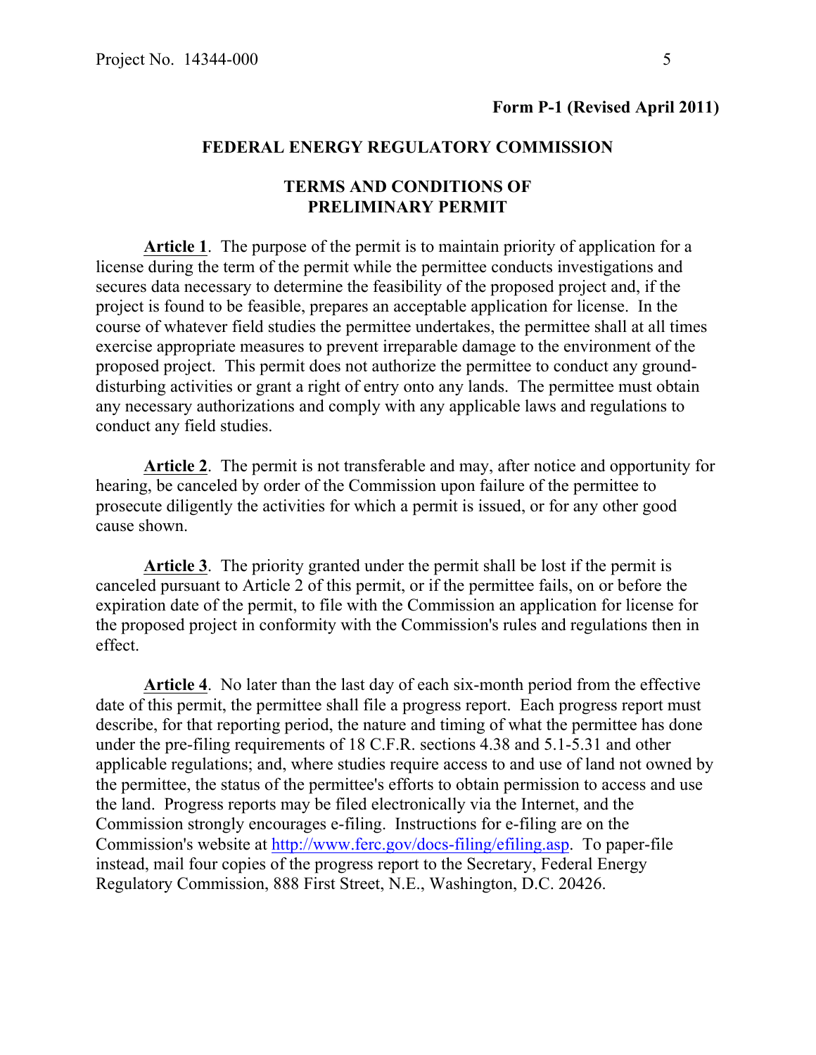**Form P-1 (Revised April 2011)**

## FEDERAL ENERGY REGULATORY COMMISSION

## TERMS AND CONDITIONS OF PRELIMINARY PERMIT

**Article 1**. The purpose of the permit is to maintain priority of application for a license during the term of the permit while the permittee conducts investigations and secures data necessary to determine the feasibility of the proposed project and, if the project is found to be feasible, prepares an acceptable application for license. In the course of whatever field studies the permittee undertakes, the permittee shall at all times exercise appropriate measures to prevent irreparable damage to the environment of the proposed project. This permit does not authorize the permittee to conduct any ground-disturbing activities or grant a right of entry onto any lands. The permittee must obtain any necessary authorizations and comply with any applicable laws and regulations to conduct any field studies.

**Article 2**. The permit is not transferable and may, after notice and opportunity for hearing, be canceled by order of the Commission upon failure of the permittee to prosecute diligently the activities for which a permit is issued, or for any other good cause shown.

**Article 3**. The priority granted under the permit shall be lost if the permit is canceled pursuant to Article 2 of this permit, or if the permittee fails, on or before the expiration date of the permit, to file with the Commission an application for license for the proposed project in conformity with the Commission's rules and regulations then in effect.

**Article 4**. No later than the last day of each six-month period from the effective date of this permit, the permittee shall file a progress report. Each progress report must describe, for that reporting period, the nature and timing of what the permittee has done under the pre-filing requirements of 18 C.F.R. sections 4.38 and 5.1-5.31 and other applicable regulations; and, where studies require access to and use of land not owned by the permittee, the status of the permittee's efforts to obtain permission to access and use the land. Progress reports may be filed electronically via the Internet, and the Commission strongly encourages e-filing. Instructions for e-filing are on the Commission's website at http://www.ferc.gov/docs-filing/efiling.asp. To paper-file instead, mail four copies of the progress report to the Secretary, Federal Energy Regulatory Commission, 888 First Street, N.E., Washington, D.C. 20426.